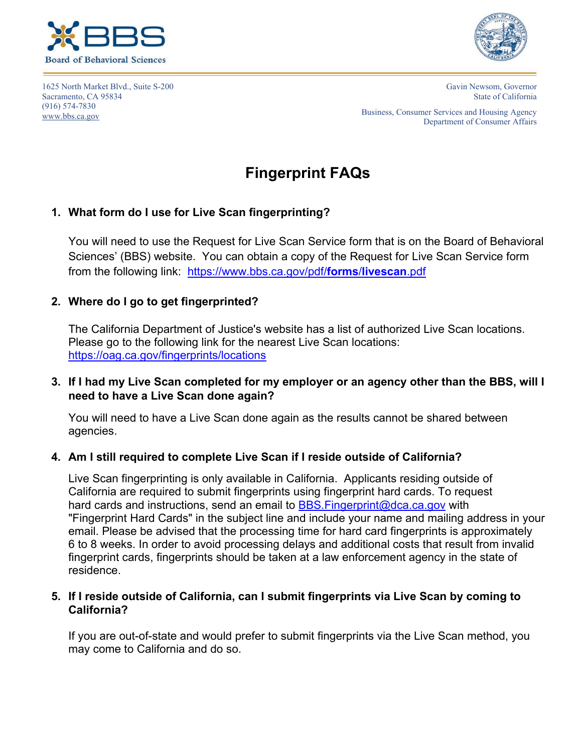**Board of Behavioral Sciences**

1625 North Market Blvd., Suite S-200
Sacramento, CA 95834
(916) 574-7830
www.bbs.ca.gov

Gavin Newsom, Governor
State of California

Business, Consumer Services and Housing Agency
Department of Consumer Affairs

# Fingerprint FAQs

1. **What form do I use for Live Scan fingerprinting?**

   You will need to use the Request for Live Scan Service form that is on the Board of Behavioral Sciences' (BBS) website. You can obtain a copy of the Request for Live Scan Service form from the following link: https://www.bbs.ca.gov/pdf/**forms**/**livescan**.pdf

2. **Where do I go to get fingerprinted?**

   The California Department of Justice's website has a list of authorized Live Scan locations. Please go to the following link for the nearest Live Scan locations: https://oag.ca.gov/fingerprints/locations

3. **If I had my Live Scan completed for my employer or an agency other than the BBS, will I need to have a Live Scan done again?**

   You will need to have a Live Scan done again as the results cannot be shared between agencies.

4. **Am I still required to complete Live Scan if I reside outside of California?**

   Live Scan fingerprinting is only available in California. Applicants residing outside of California are required to submit fingerprints using fingerprint hard cards. To request hard cards and instructions, send an email to BBS.Fingerprint@dca.ca.gov with "Fingerprint Hard Cards" in the subject line and include your name and mailing address in your email. Please be advised that the processing time for hard card fingerprints is approximately 6 to 8 weeks. In order to avoid processing delays and additional costs that result from invalid fingerprint cards, fingerprints should be taken at a law enforcement agency in the state of residence.

5. **If I reside outside of California, can I submit fingerprints via Live Scan by coming to California?**

   If you are out-of-state and would prefer to submit fingerprints via the Live Scan method, you may come to California and do so.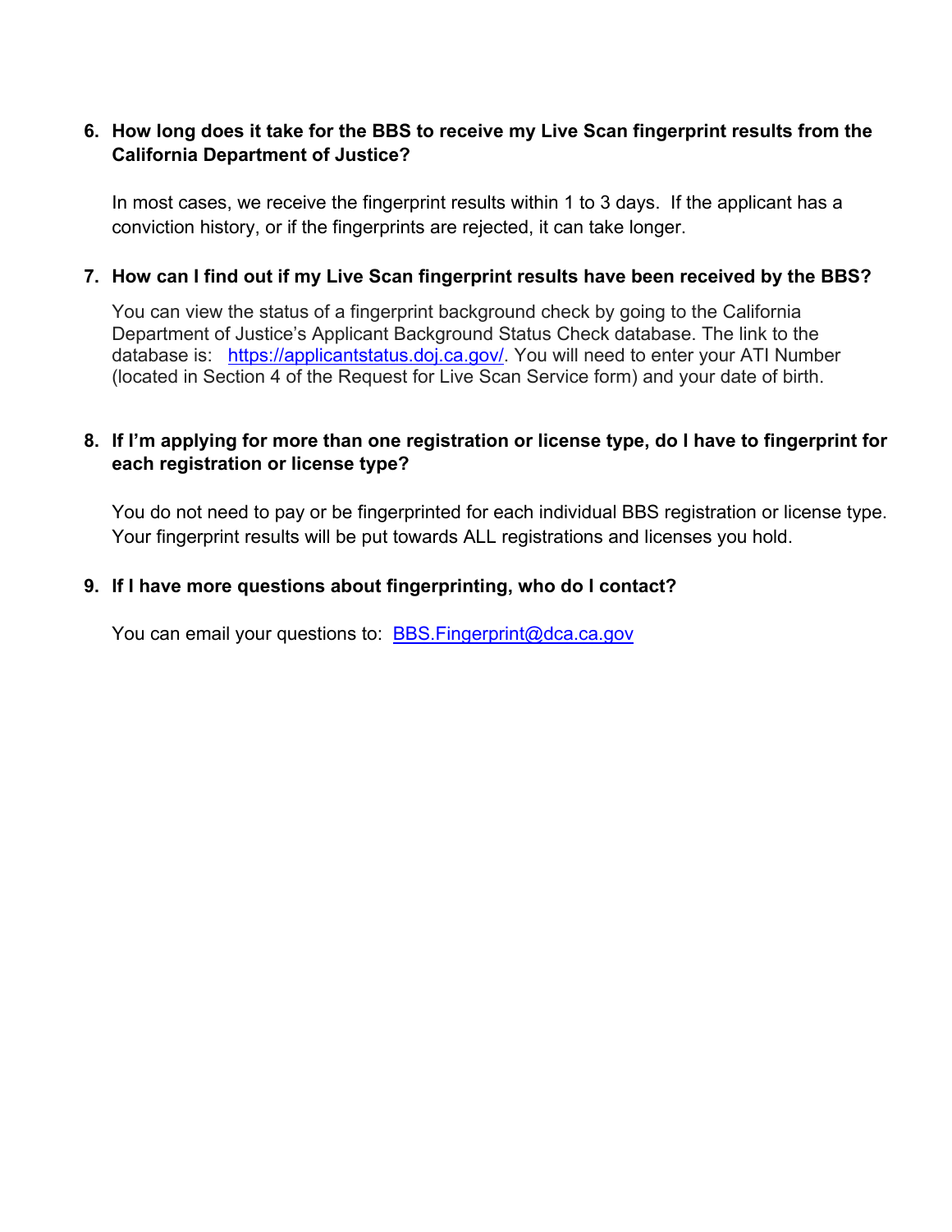6. **How long does it take for the BBS to receive my Live Scan fingerprint results from the California Department of Justice?**

   In most cases, we receive the fingerprint results within 1 to 3 days. If the applicant has a conviction history, or if the fingerprints are rejected, it can take longer.

7. **How can I find out if my Live Scan fingerprint results have been received by the BBS?**

   You can view the status of a fingerprint background check by going to the California Department of Justice's Applicant Background Status Check database. The link to the database is: [https://applicantstatus.doj.ca.gov/](https://applicantstatus.doj.ca.gov/). You will need to enter your ATI Number (located in Section 4 of the Request for Live Scan Service form) and your date of birth.

8. **If I'm applying for more than one registration or license type, do I have to fingerprint for each registration or license type?**

   You do not need to pay or be fingerprinted for each individual BBS registration or license type. Your fingerprint results will be put towards ALL registrations and licenses you hold.

9. **If I have more questions about fingerprinting, who do I contact?**

   You can email your questions to: [BBS.Fingerprint@dca.ca.gov](mailto:BBS.Fingerprint@dca.ca.gov)